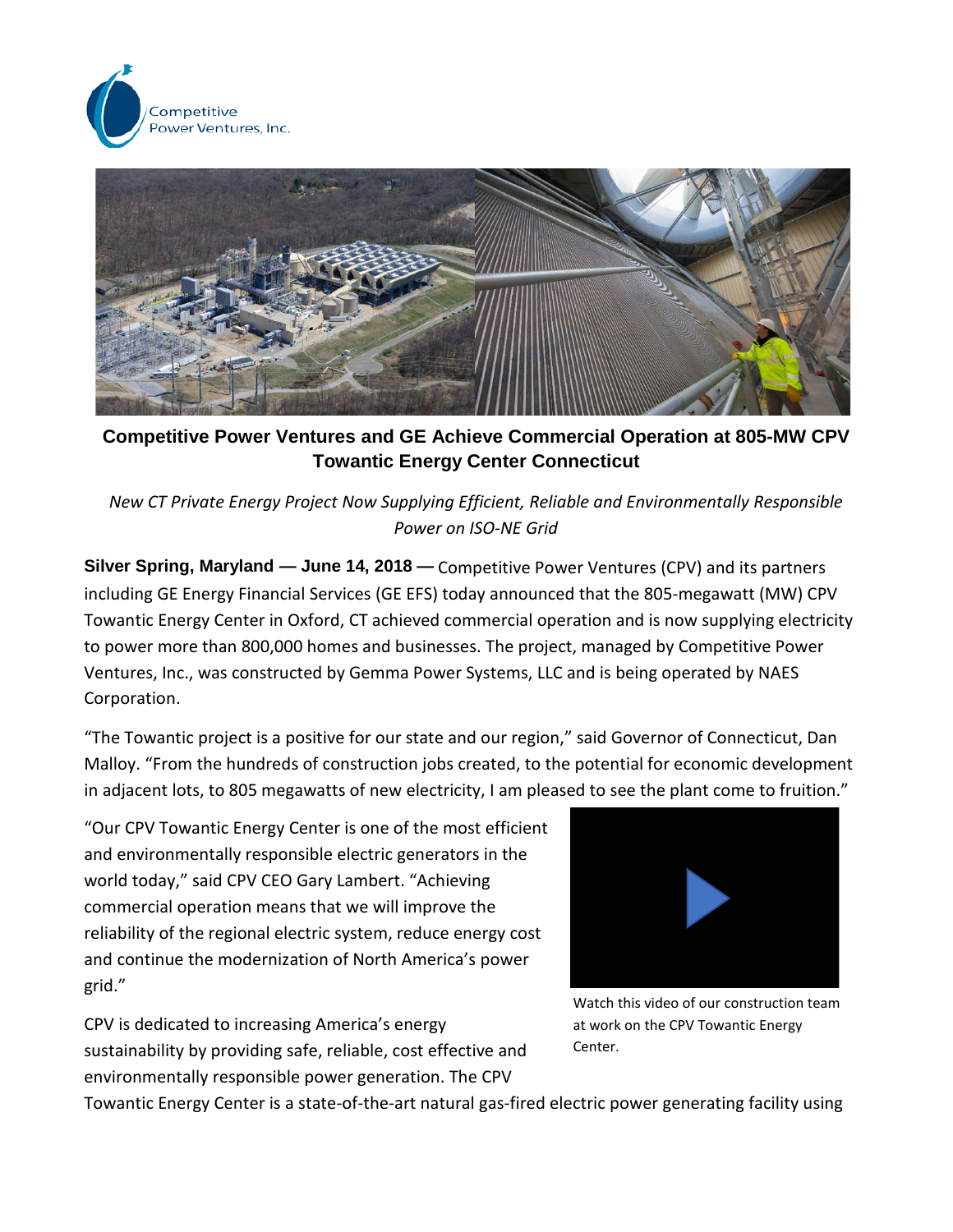Competitive Power Ventures, Inc.

**Competitive Power Ventures and GE Achieve Commercial Operation at 805-MW CPV Towantic Energy Center Connecticut**

*New CT Private Energy Project Now Supplying Efficient, Reliable and Environmentally Responsible Power on ISO-NE Grid*

**Silver Spring, Maryland — June 14, 2018 —** Competitive Power Ventures (CPV) and its partners including GE Energy Financial Services (GE EFS) today announced that the 805-megawatt (MW) CPV Towantic Energy Center in Oxford, CT achieved commercial operation and is now supplying electricity to power more than 800,000 homes and businesses. The project, managed by Competitive Power Ventures, Inc., was constructed by Gemma Power Systems, LLC and is being operated by NAES Corporation.

"The Towantic project is a positive for our state and our region," said Governor of Connecticut, Dan Malloy. "From the hundreds of construction jobs created, to the potential for economic development in adjacent lots, to 805 megawatts of new electricity, I am pleased to see the plant come to fruition."

"Our CPV Towantic Energy Center is one of the most efficient and environmentally responsible electric generators in the world today," said CPV CEO Gary Lambert. "Achieving commercial operation means that we will improve the reliability of the regional electric system, reduce energy cost and continue the modernization of North America's power grid."

Watch this video of our construction team at work on the CPV Towantic Energy Center.

CPV is dedicated to increasing America's energy sustainability by providing safe, reliable, cost effective and environmentally responsible power generation. The CPV Towantic Energy Center is a state-of-the-art natural gas-fired electric power generating facility using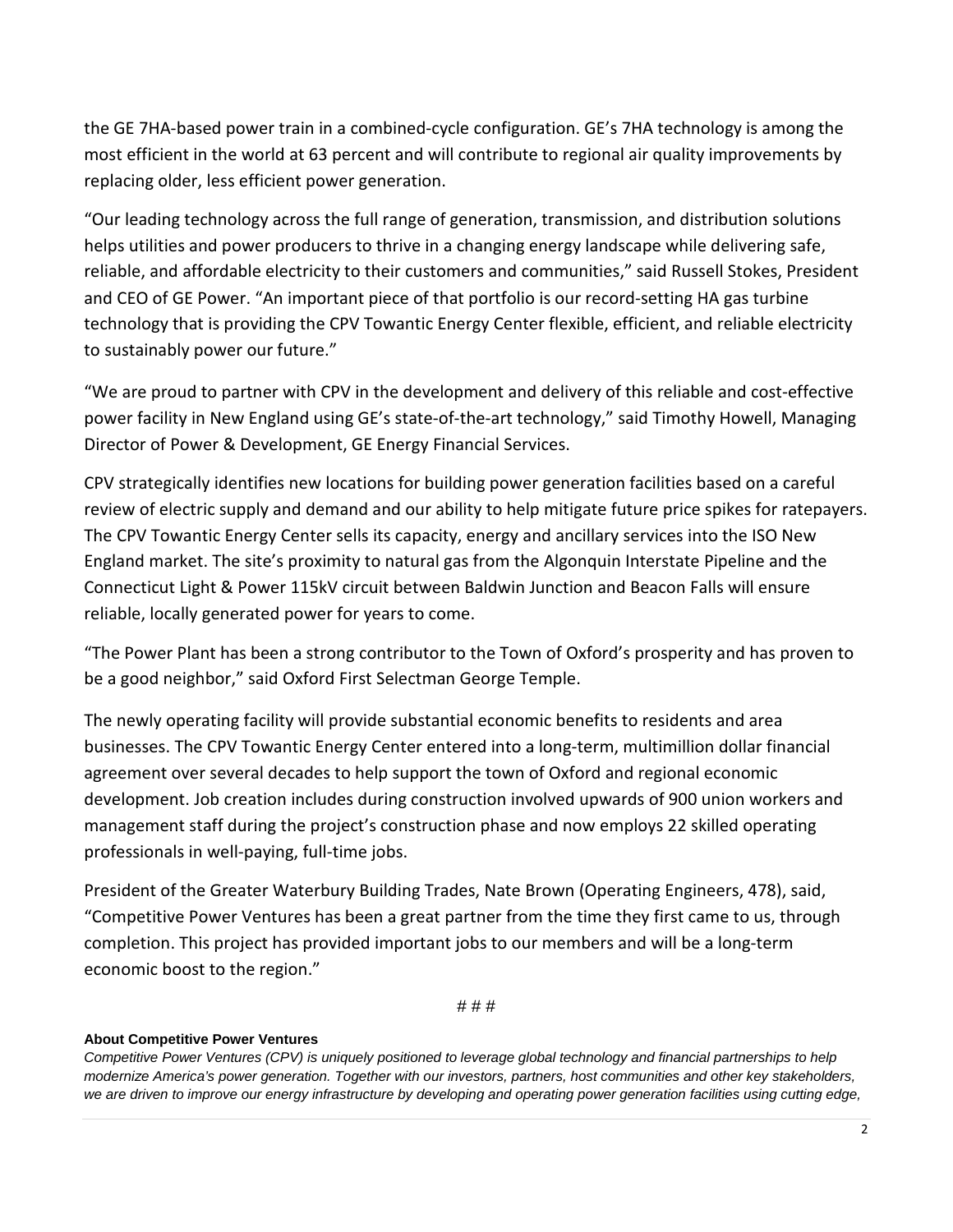the GE 7HA-based power train in a combined-cycle configuration. GE's 7HA technology is among the most efficient in the world at 63 percent and will contribute to regional air quality improvements by replacing older, less efficient power generation.

"Our leading technology across the full range of generation, transmission, and distribution solutions helps utilities and power producers to thrive in a changing energy landscape while delivering safe, reliable, and affordable electricity to their customers and communities," said Russell Stokes, President and CEO of GE Power. "An important piece of that portfolio is our record-setting HA gas turbine technology that is providing the CPV Towantic Energy Center flexible, efficient, and reliable electricity to sustainably power our future."

"We are proud to partner with CPV in the development and delivery of this reliable and cost-effective power facility in New England using GE's state-of-the-art technology," said Timothy Howell, Managing Director of Power & Development, GE Energy Financial Services.

CPV strategically identifies new locations for building power generation facilities based on a careful review of electric supply and demand and our ability to help mitigate future price spikes for ratepayers. The CPV Towantic Energy Center sells its capacity, energy and ancillary services into the ISO New England market. The site's proximity to natural gas from the Algonquin Interstate Pipeline and the Connecticut Light & Power 115kV circuit between Baldwin Junction and Beacon Falls will ensure reliable, locally generated power for years to come.

"The Power Plant has been a strong contributor to the Town of Oxford's prosperity and has proven to be a good neighbor," said Oxford First Selectman George Temple.

The newly operating facility will provide substantial economic benefits to residents and area businesses. The CPV Towantic Energy Center entered into a long-term, multimillion dollar financial agreement over several decades to help support the town of Oxford and regional economic development. Job creation includes during construction involved upwards of 900 union workers and management staff during the project's construction phase and now employs 22 skilled operating professionals in well-paying, full-time jobs.

President of the Greater Waterbury Building Trades, Nate Brown (Operating Engineers, 478), said, "Competitive Power Ventures has been a great partner from the time they first came to us, through completion. This project has provided important jobs to our members and will be a long-term economic boost to the region."

# # #

**About Competitive Power Ventures**

*Competitive Power Ventures (CPV) is uniquely positioned to leverage global technology and financial partnerships to help modernize America's power generation. Together with our investors, partners, host communities and other key stakeholders, we are driven to improve our energy infrastructure by developing and operating power generation facilities using cutting edge,*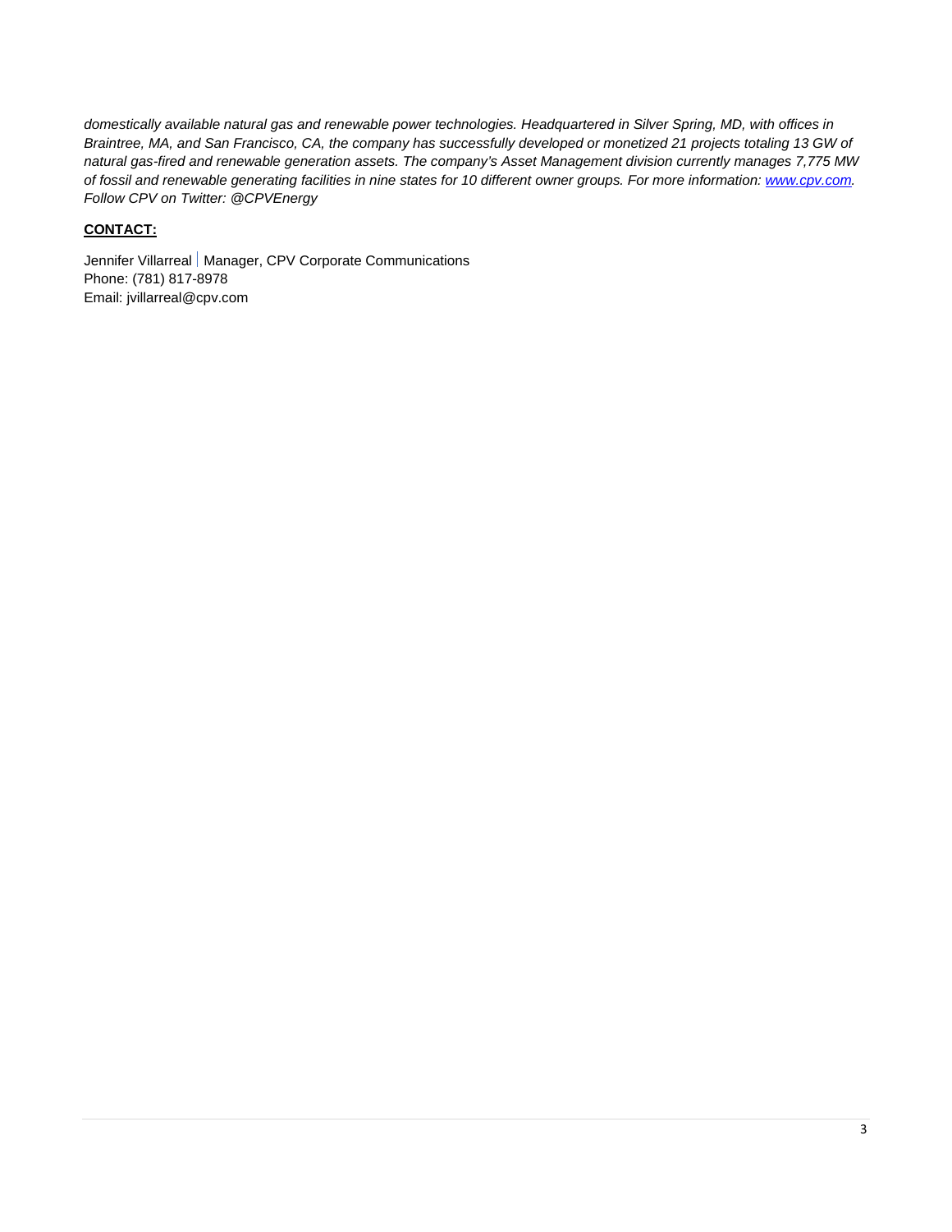*domestically available natural gas and renewable power technologies. Headquartered in Silver Spring, MD, with offices in Braintree, MA, and San Francisco, CA, the company has successfully developed or monetized 21 projects totaling 13 GW of natural gas-fired and renewable generation assets. The company's Asset Management division currently manages 7,775 MW of fossil and renewable generating facilities in nine states for 10 different owner groups. For more information: [www.cpv.com](http://www.cpv.com). Follow CPV on Twitter: @CPVEnergy*

**CONTACT:**

Jennifer Villarreal | Manager, CPV Corporate Communications
Phone: (781) 817-8978
Email: jvillarreal@cpv.com